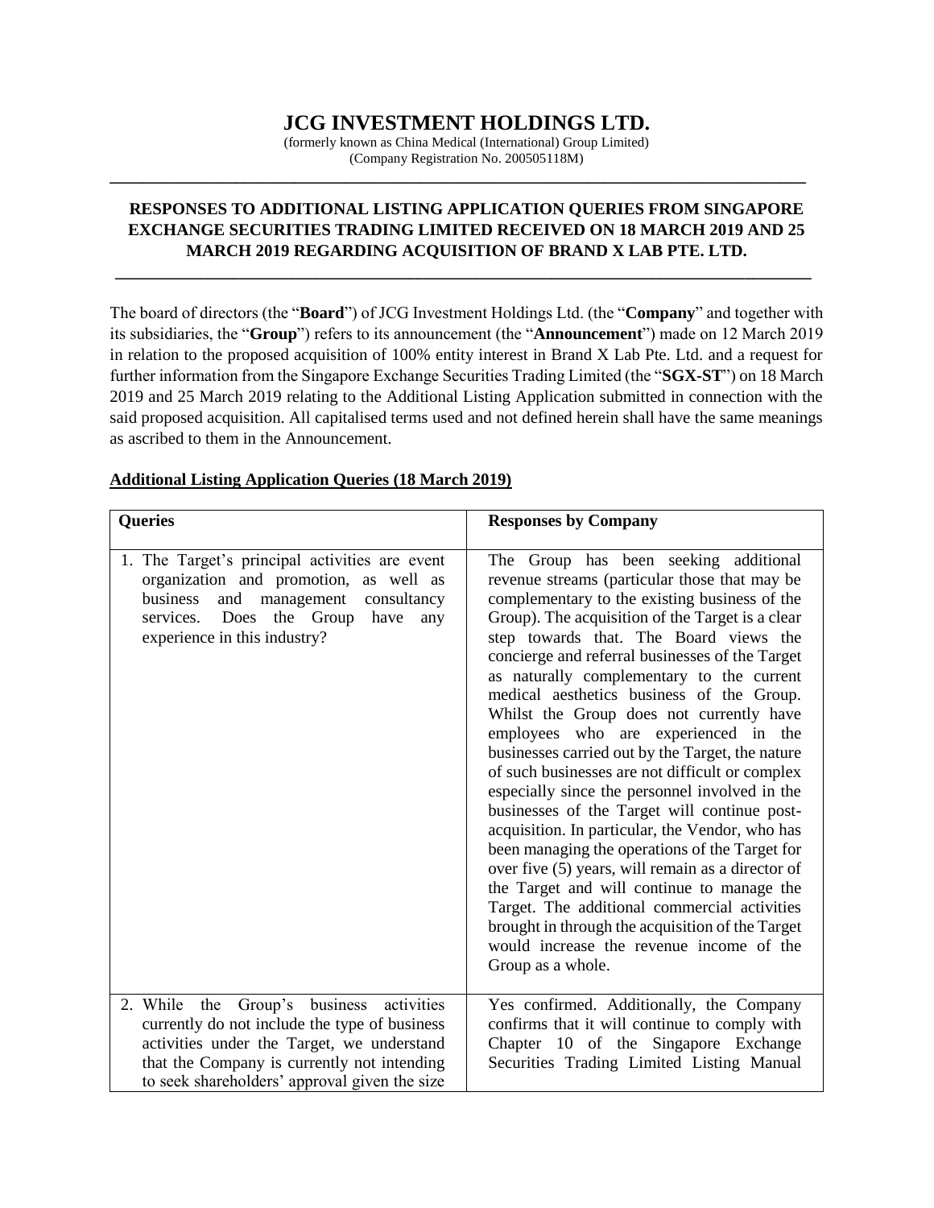# JCG INVESTMENT HOLDINGS LTD.

(formerly known as China Medical (International) Group Limited)
(Company Registration No. 200505118M)

---

## RESPONSES TO ADDITIONAL LISTING APPLICATION QUERIES FROM SINGAPORE EXCHANGE SECURITIES TRADING LIMITED RECEIVED ON 18 MARCH 2019 AND 25 MARCH 2019 REGARDING ACQUISITION OF BRAND X LAB PTE. LTD.

---

The board of directors (the "**Board**") of JCG Investment Holdings Ltd. (the "**Company**" and together with its subsidiaries, the "**Group**") refers to its announcement (the "**Announcement**") made on 12 March 2019 in relation to the proposed acquisition of 100% entity interest in Brand X Lab Pte. Ltd. and a request for further information from the Singapore Exchange Securities Trading Limited (the "**SGX-ST**") on 18 March 2019 and 25 March 2019 relating to the Additional Listing Application submitted in connection with the said proposed acquisition. All capitalised terms used and not defined herein shall have the same meanings as ascribed to them in the Announcement.

**Additional Listing Application Queries (18 March 2019)**

| **Queries** | **Responses by Company** |
|---|---|
| 1. The Target's principal activities are event organization and promotion, as well as business and management consultancy services. Does the Group have any experience in this industry? | The Group has been seeking additional revenue streams (particular those that may be complementary to the existing business of the Group). The acquisition of the Target is a clear step towards that. The Board views the concierge and referral businesses of the Target as naturally complementary to the current medical aesthetics business of the Group. Whilst the Group does not currently have employees who are experienced in the businesses carried out by the Target, the nature of such businesses are not difficult or complex especially since the personnel involved in the businesses of the Target will continue post-acquisition. In particular, the Vendor, who has been managing the operations of the Target for over five (5) years, will remain as a director of the Target and will continue to manage the Target. The additional commercial activities brought in through the acquisition of the Target would increase the revenue income of the Group as a whole. |
| 2. While the Group's business activities currently do not include the type of business activities under the Target, we understand that the Company is currently not intending to seek shareholders' approval given the size | Yes confirmed. Additionally, the Company confirms that it will continue to comply with Chapter 10 of the Singapore Exchange Securities Trading Limited Listing Manual |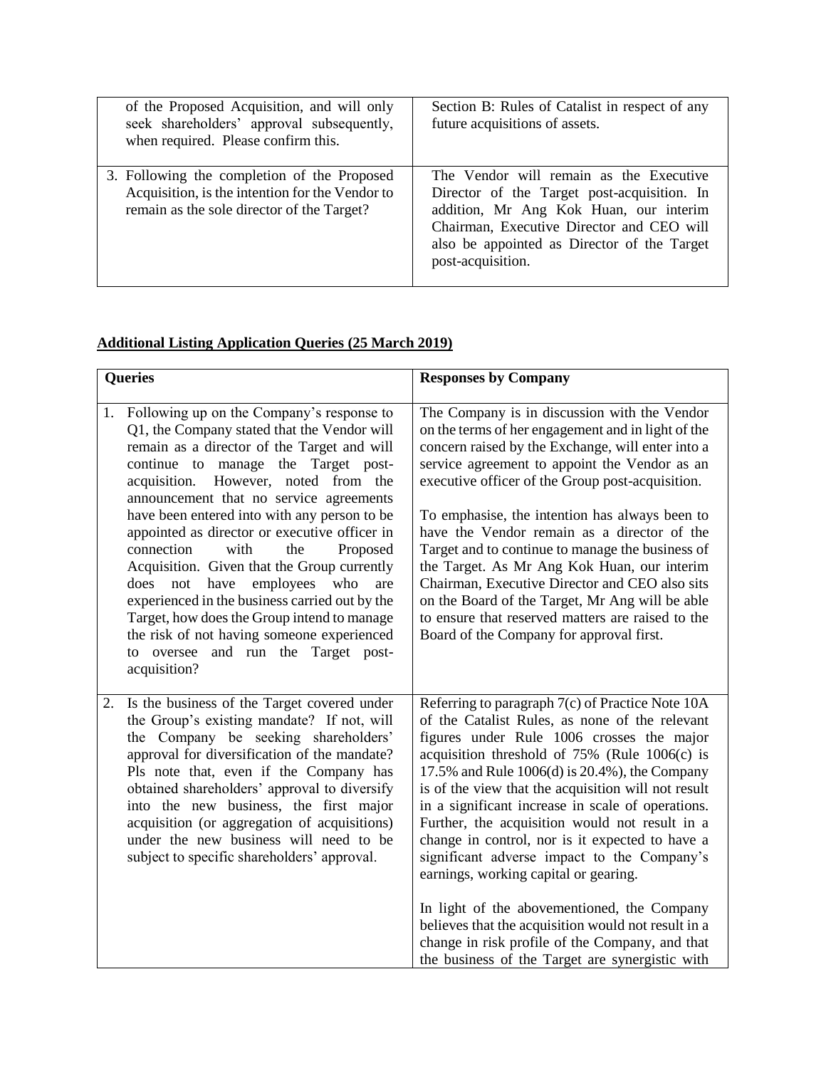| | |
|---|---|
| of the Proposed Acquisition, and will only seek shareholders' approval subsequently, when required. Please confirm this. | Section B: Rules of Catalist in respect of any future acquisitions of assets. |
| 3. Following the completion of the Proposed Acquisition, is the intention for the Vendor to remain as the sole director of the Target? | The Vendor will remain as the Executive Director of the Target post-acquisition. In addition, Mr Ang Kok Huan, our interim Chairman, Executive Director and CEO will also be appointed as Director of the Target post-acquisition. |

**Additional Listing Application Queries (25 March 2019)**

| Queries | Responses by Company |
|---|---|
| 1. Following up on the Company's response to Q1, the Company stated that the Vendor will remain as a director of the Target and will continue to manage the Target post-acquisition. However, noted from the announcement that no service agreements have been entered into with any person to be appointed as director or executive officer in connection with the Proposed Acquisition. Given that the Group currently does not have employees who are experienced in the business carried out by the Target, how does the Group intend to manage the risk of not having someone experienced to oversee and run the Target post-acquisition? | The Company is in discussion with the Vendor on the terms of her engagement and in light of the concern raised by the Exchange, will enter into a service agreement to appoint the Vendor as an executive officer of the Group post-acquisition.<br><br>To emphasise, the intention has always been to have the Vendor remain as a director of the Target and to continue to manage the business of the Target. As Mr Ang Kok Huan, our interim Chairman, Executive Director and CEO also sits on the Board of the Target, Mr Ang will be able to ensure that reserved matters are raised to the Board of the Company for approval first. |
| 2. Is the business of the Target covered under the Group's existing mandate? If not, will the Company be seeking shareholders' approval for diversification of the mandate? Pls note that, even if the Company has obtained shareholders' approval to diversify into the new business, the first major acquisition (or aggregation of acquisitions) under the new business will need to be subject to specific shareholders' approval. | Referring to paragraph 7(c) of Practice Note 10A of the Catalist Rules, as none of the relevant figures under Rule 1006 crosses the major acquisition threshold of 75% (Rule 1006(c) is 17.5% and Rule 1006(d) is 20.4%), the Company is of the view that the acquisition will not result in a significant increase in scale of operations. Further, the acquisition would not result in a change in control, nor is it expected to have a significant adverse impact to the Company's earnings, working capital or gearing.<br><br>In light of the abovementioned, the Company believes that the acquisition would not result in a change in risk profile of the Company, and that the business of the Target are synergistic with |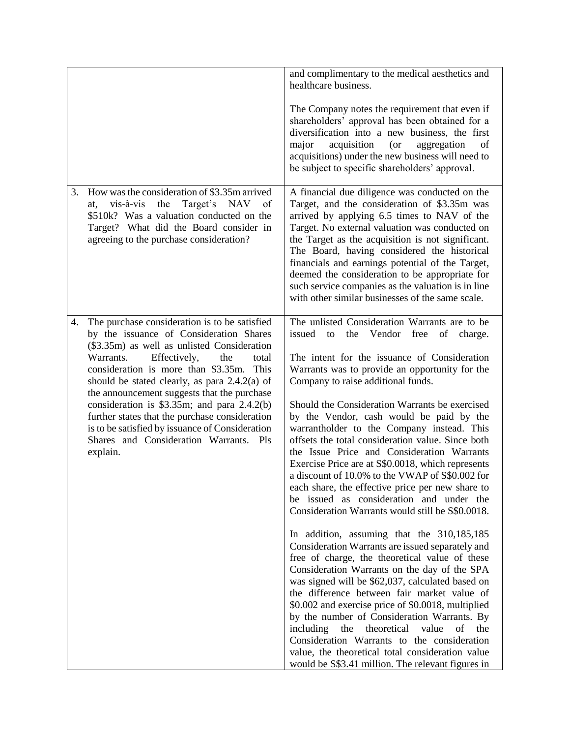| | |
|---|---|
| | and complimentary to the medical aesthetics and healthcare business.<br><br>The Company notes the requirement that even if shareholders' approval has been obtained for a diversification into a new business, the first major acquisition (or aggregation of acquisitions) under the new business will need to be subject to specific shareholders' approval. |
| 3. How was the consideration of $3.35m arrived at, vis-à-vis the Target's NAV of $510k? Was a valuation conducted on the Target? What did the Board consider in agreeing to the purchase consideration? | A financial due diligence was conducted on the Target, and the consideration of $3.35m was arrived by applying 6.5 times to NAV of the Target. No external valuation was conducted on the Target as the acquisition is not significant. The Board, having considered the historical financials and earnings potential of the Target, deemed the consideration to be appropriate for such service companies as the valuation is in line with other similar businesses of the same scale. |
| 4. The purchase consideration is to be satisfied by the issuance of Consideration Shares ($3.35m) as well as unlisted Consideration Warrants. Effectively, the total consideration is more than $3.35m. This should be stated clearly, as para 2.4.2(a) of the announcement suggests that the purchase consideration is $3.35m; and para 2.4.2(b) further states that the purchase consideration is to be satisfied by issuance of Consideration Shares and Consideration Warrants. Pls explain. | The unlisted Consideration Warrants are to be issued to the Vendor free of charge.<br><br>The intent for the issuance of Consideration Warrants was to provide an opportunity for the Company to raise additional funds.<br><br>Should the Consideration Warrants be exercised by the Vendor, cash would be paid by the warrantholder to the Company instead. This offsets the total consideration value. Since both the Issue Price and Consideration Warrants Exercise Price are at S$0.0018, which represents a discount of 10.0% to the VWAP of S$0.002 for each share, the effective price per new share to be issued as consideration and under the Consideration Warrants would still be S$0.0018.<br><br>In addition, assuming that the 310,185,185 Consideration Warrants are issued separately and free of charge, the theoretical value of these Consideration Warrants on the day of the SPA was signed will be $62,037, calculated based on the difference between fair market value of $0.002 and exercise price of $0.0018, multiplied by the number of Consideration Warrants. By including the theoretical value of the Consideration Warrants to the consideration value, the theoretical total consideration value would be S$3.41 million. The relevant figures in |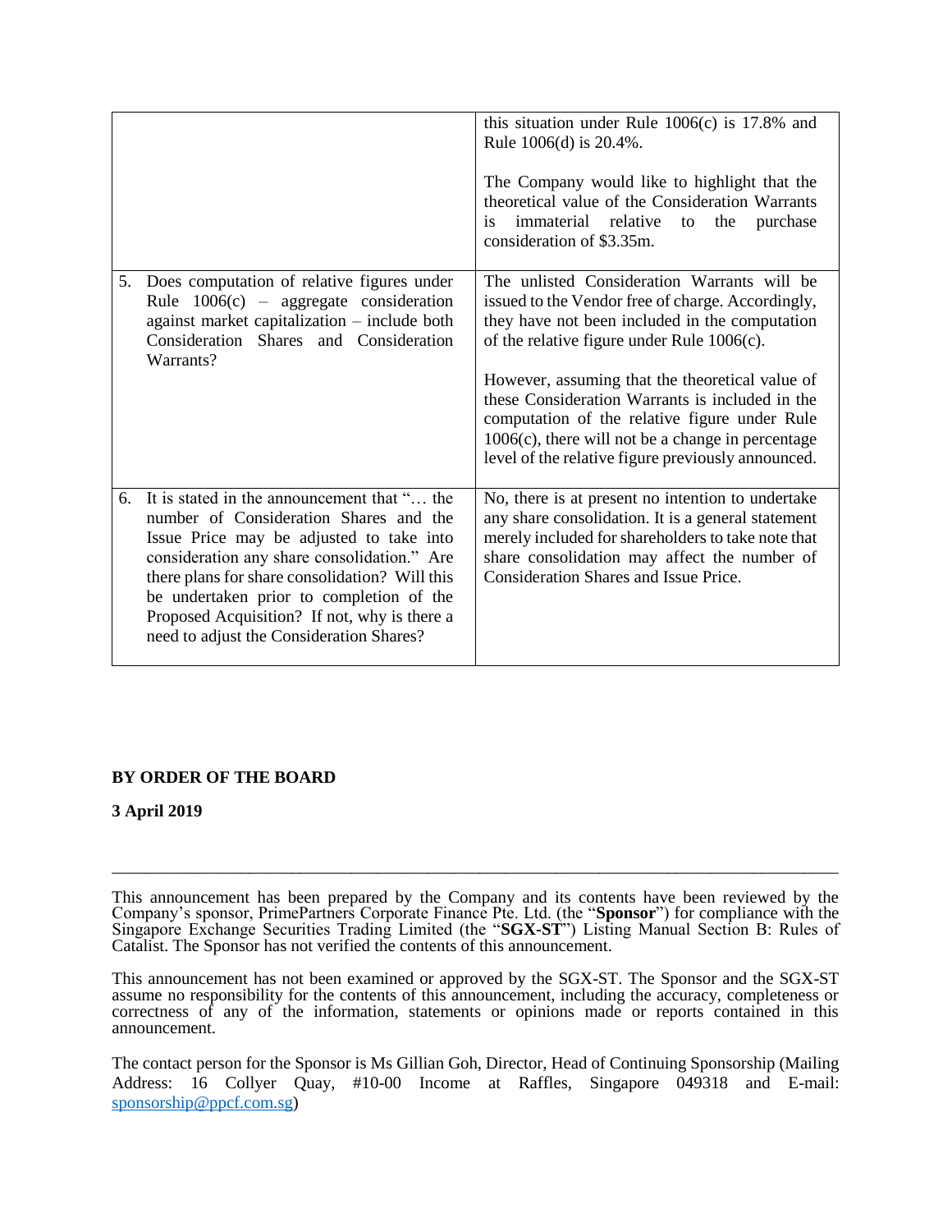| | |
|---|---|
| | this situation under Rule 1006(c) is 17.8% and Rule 1006(d) is 20.4%.<br><br>The Company would like to highlight that the theoretical value of the Consideration Warrants is immaterial relative to the purchase consideration of $3.35m. |
| 5. Does computation of relative figures under Rule 1006(c) – aggregate consideration against market capitalization – include both Consideration Shares and Consideration Warrants? | The unlisted Consideration Warrants will be issued to the Vendor free of charge. Accordingly, they have not been included in the computation of the relative figure under Rule 1006(c).<br><br>However, assuming that the theoretical value of these Consideration Warrants is included in the computation of the relative figure under Rule 1006(c), there will not be a change in percentage level of the relative figure previously announced. |
| 6. It is stated in the announcement that "… the number of Consideration Shares and the Issue Price may be adjusted to take into consideration any share consolidation." Are there plans for share consolidation? Will this be undertaken prior to completion of the Proposed Acquisition? If not, why is there a need to adjust the Consideration Shares? | No, there is at present no intention to undertake any share consolidation. It is a general statement merely included for shareholders to take note that share consolidation may affect the number of Consideration Shares and Issue Price. |

**BY ORDER OF THE BOARD**

**3 April 2019**

---

This announcement has been prepared by the Company and its contents have been reviewed by the Company's sponsor, PrimePartners Corporate Finance Pte. Ltd. (the "**Sponsor**") for compliance with the Singapore Exchange Securities Trading Limited (the "**SGX-ST**") Listing Manual Section B: Rules of Catalist. The Sponsor has not verified the contents of this announcement.

This announcement has not been examined or approved by the SGX-ST. The Sponsor and the SGX-ST assume no responsibility for the contents of this announcement, including the accuracy, completeness or correctness of any of the information, statements or opinions made or reports contained in this announcement.

The contact person for the Sponsor is Ms Gillian Goh, Director, Head of Continuing Sponsorship (Mailing Address: 16 Collyer Quay, #10-00 Income at Raffles, Singapore 049318 and E-mail: sponsorship@ppcf.com.sg)